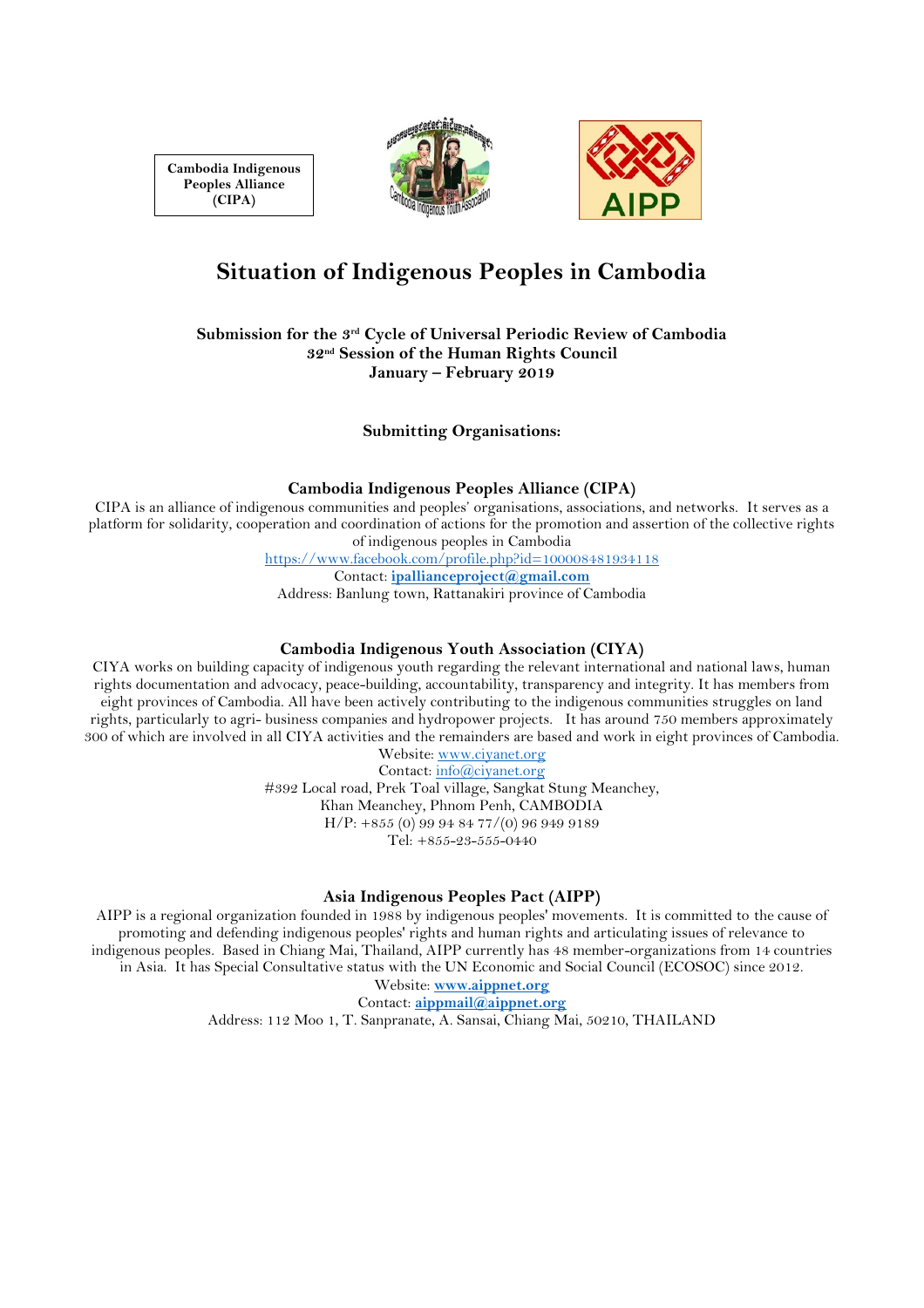Cambodia Indigenous Peoples Alliance (CIPA)

# Situation of Indigenous Peoples in Cambodia

**Submission for the 3rd Cycle of Universal Periodic Review of Cambodia**
**32nd Session of the Human Rights Council**
**January – February 2019**

**Submitting Organisations:**

### Cambodia Indigenous Peoples Alliance (CIPA)

CIPA is an alliance of indigenous communities and peoples' organisations, associations, and networks. It serves as a platform for solidarity, cooperation and coordination of actions for the promotion and assertion of the collective rights of indigenous peoples in Cambodia

https://www.facebook.com/profile.php?id=100008481934118

Contact: **ipallianceproject@gmail.com**

Address: Banlung town, Rattanakiri province of Cambodia

### Cambodia Indigenous Youth Association (CIYA)

CIYA works on building capacity of indigenous youth regarding the relevant international and national laws, human rights documentation and advocacy, peace-building, accountability, transparency and integrity. It has members from eight provinces of Cambodia. All have been actively contributing to the indigenous communities struggles on land rights, particularly to agri- business companies and hydropower projects. It has around 750 members approximately 300 of which are involved in all CIYA activities and the remainders are based and work in eight provinces of Cambodia.

Website: www.ciyanet.org

Contact: info@ciyanet.org

#392 Local road, Prek Toal village, Sangkat Stung Meanchey,
Khan Meanchey, Phnom Penh, CAMBODIA
H/P: +855 (0) 99 94 84 77/(0) 96 949 9189
Tel: +855-23-555-0440

### Asia Indigenous Peoples Pact (AIPP)

AIPP is a regional organization founded in 1988 by indigenous peoples' movements. It is committed to the cause of promoting and defending indigenous peoples' rights and human rights and articulating issues of relevance to indigenous peoples. Based in Chiang Mai, Thailand, AIPP currently has 48 member-organizations from 14 countries in Asia. It has Special Consultative status with the UN Economic and Social Council (ECOSOC) since 2012.

Website: **www.aippnet.org**

Contact: **aippmail@aippnet.org**

Address: 112 Moo 1, T. Sanpranate, A. Sansai, Chiang Mai, 50210, THAILAND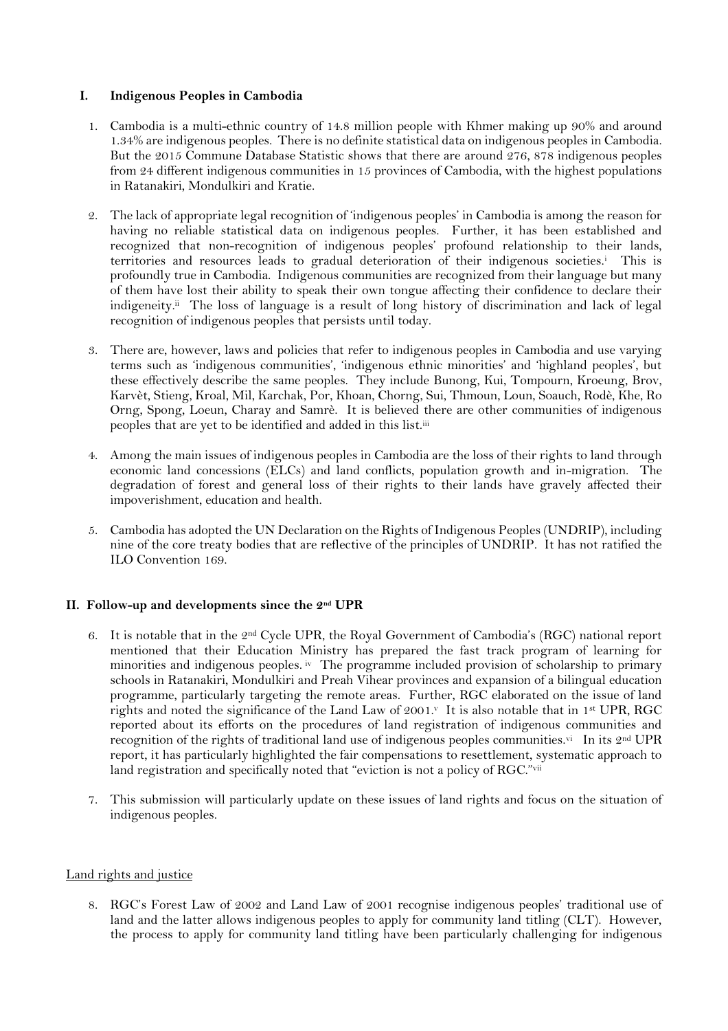## I. Indigenous Peoples in Cambodia

1. Cambodia is a multi-ethnic country of 14.8 million people with Khmer making up 90% and around 1.34% are indigenous peoples. There is no definite statistical data on indigenous peoples in Cambodia. But the 2015 Commune Database Statistic shows that there are around 276, 878 indigenous peoples from 24 different indigenous communities in 15 provinces of Cambodia, with the highest populations in Ratanakiri, Mondulkiri and Kratie.

2. The lack of appropriate legal recognition of 'indigenous peoples' in Cambodia is among the reason for having no reliable statistical data on indigenous peoples. Further, it has been established and recognized that non-recognition of indigenous peoples' profound relationship to their lands, territories and resources leads to gradual deterioration of their indigenous societies.[i] This is profoundly true in Cambodia. Indigenous communities are recognized from their language but many of them have lost their ability to speak their own tongue affecting their confidence to declare their indigeneity.[ii] The loss of language is a result of long history of discrimination and lack of legal recognition of indigenous peoples that persists until today.

3. There are, however, laws and policies that refer to indigenous peoples in Cambodia and use varying terms such as 'indigenous communities', 'indigenous ethnic minorities' and 'highland peoples', but these effectively describe the same peoples. They include Bunong, Kui, Tompourn, Kroeung, Brov, Karvèt, Stieng, Kroal, Mil, Karchak, Por, Khoan, Chorng, Sui, Thmoun, Loun, Soauch, Rodè, Khe, Ro Orng, Spong, Loeun, Charay and Samrè. It is believed there are other communities of indigenous peoples that are yet to be identified and added in this list.[iii]

4. Among the main issues of indigenous peoples in Cambodia are the loss of their rights to land through economic land concessions (ELCs) and land conflicts, population growth and in-migration. The degradation of forest and general loss of their rights to their lands have gravely affected their impoverishment, education and health.

5. Cambodia has adopted the UN Declaration on the Rights of Indigenous Peoples (UNDRIP), including nine of the core treaty bodies that are reflective of the principles of UNDRIP. It has not ratified the ILO Convention 169.

## II. Follow-up and developments since the 2nd UPR

6. It is notable that in the 2nd Cycle UPR, the Royal Government of Cambodia's (RGC) national report mentioned that their Education Ministry has prepared the fast track program of learning for minorities and indigenous peoples.[iv] The programme included provision of scholarship to primary schools in Ratanakiri, Mondulkiri and Preah Vihear provinces and expansion of a bilingual education programme, particularly targeting the remote areas. Further, RGC elaborated on the issue of land rights and noted the significance of the Land Law of 2001.[v] It is also notable that in 1st UPR, RGC reported about its efforts on the procedures of land registration of indigenous communities and recognition of the rights of traditional land use of indigenous peoples communities.[vi] In its 2nd UPR report, it has particularly highlighted the fair compensations to resettlement, systematic approach to land registration and specifically noted that "eviction is not a policy of RGC."[vii]

7. This submission will particularly update on these issues of land rights and focus on the situation of indigenous peoples.

Land rights and justice

8. RGC's Forest Law of 2002 and Land Law of 2001 recognise indigenous peoples' traditional use of land and the latter allows indigenous peoples to apply for community land titling (CLT). However, the process to apply for community land titling have been particularly challenging for indigenous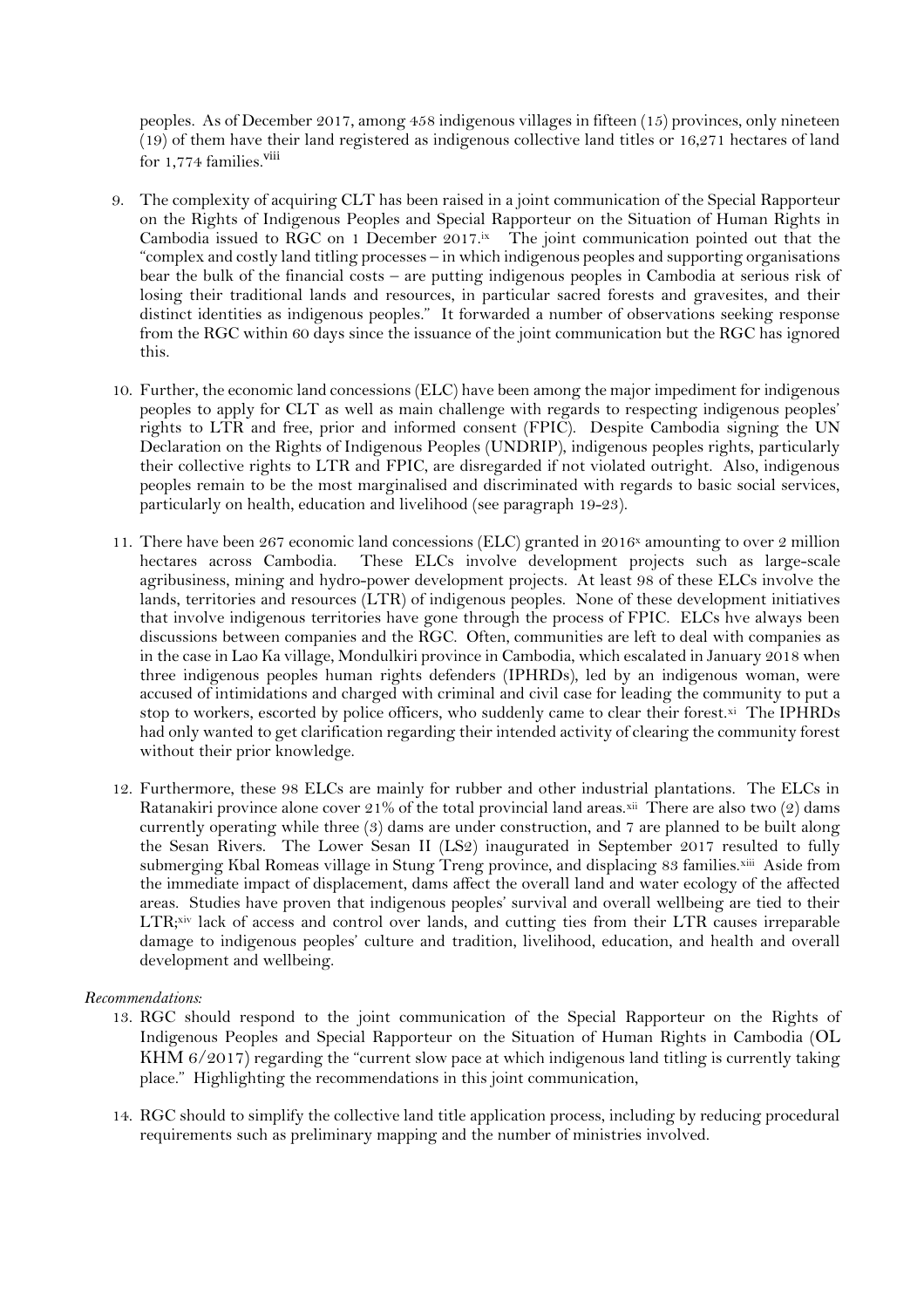peoples. As of December 2017, among 458 indigenous villages in fifteen (15) provinces, only nineteen (19) of them have their land registered as indigenous collective land titles or 16,271 hectares of land for 1,774 families.[viii]

9. The complexity of acquiring CLT has been raised in a joint communication of the Special Rapporteur on the Rights of Indigenous Peoples and Special Rapporteur on the Situation of Human Rights in Cambodia issued to RGC on 1 December 2017.[ix] The joint communication pointed out that the "complex and costly land titling processes – in which indigenous peoples and supporting organisations bear the bulk of the financial costs – are putting indigenous peoples in Cambodia at serious risk of losing their traditional lands and resources, in particular sacred forests and gravesites, and their distinct identities as indigenous peoples." It forwarded a number of observations seeking response from the RGC within 60 days since the issuance of the joint communication but the RGC has ignored this.

10. Further, the economic land concessions (ELC) have been among the major impediment for indigenous peoples to apply for CLT as well as main challenge with regards to respecting indigenous peoples' rights to LTR and free, prior and informed consent (FPIC). Despite Cambodia signing the UN Declaration on the Rights of Indigenous Peoples (UNDRIP), indigenous peoples rights, particularly their collective rights to LTR and FPIC, are disregarded if not violated outright. Also, indigenous peoples remain to be the most marginalised and discriminated with regards to basic social services, particularly on health, education and livelihood (see paragraph 19-23).

11. There have been 267 economic land concessions (ELC) granted in 2016[x] amounting to over 2 million hectares across Cambodia. These ELCs involve development projects such as large-scale agribusiness, mining and hydro-power development projects. At least 98 of these ELCs involve the lands, territories and resources (LTR) of indigenous peoples. None of these development initiatives that involve indigenous territories have gone through the process of FPIC. ELCs hve always been discussions between companies and the RGC. Often, communities are left to deal with companies as in the case in Lao Ka village, Mondulkiri province in Cambodia, which escalated in January 2018 when three indigenous peoples human rights defenders (IPHRDs), led by an indigenous woman, were accused of intimidations and charged with criminal and civil case for leading the community to put a stop to workers, escorted by police officers, who suddenly came to clear their forest.[xi] The IPHRDs had only wanted to get clarification regarding their intended activity of clearing the community forest without their prior knowledge.

12. Furthermore, these 98 ELCs are mainly for rubber and other industrial plantations. The ELCs in Ratanakiri province alone cover 21% of the total provincial land areas.[xii] There are also two (2) dams currently operating while three (3) dams are under construction, and 7 are planned to be built along the Sesan Rivers. The Lower Sesan II (LS2) inaugurated in September 2017 resulted to fully submerging Kbal Romeas village in Stung Treng province, and displacing 83 families.[xiii] Aside from the immediate impact of displacement, dams affect the overall land and water ecology of the affected areas. Studies have proven that indigenous peoples' survival and overall wellbeing are tied to their LTR;[xiv] lack of access and control over lands, and cutting ties from their LTR causes irreparable damage to indigenous peoples' culture and tradition, livelihood, education, and health and overall development and wellbeing.

*Recommendations:*

13. RGC should respond to the joint communication of the Special Rapporteur on the Rights of Indigenous Peoples and Special Rapporteur on the Situation of Human Rights in Cambodia (OL KHM 6/2017) regarding the "current slow pace at which indigenous land titling is currently taking place." Highlighting the recommendations in this joint communication,

14. RGC should to simplify the collective land title application process, including by reducing procedural requirements such as preliminary mapping and the number of ministries involved.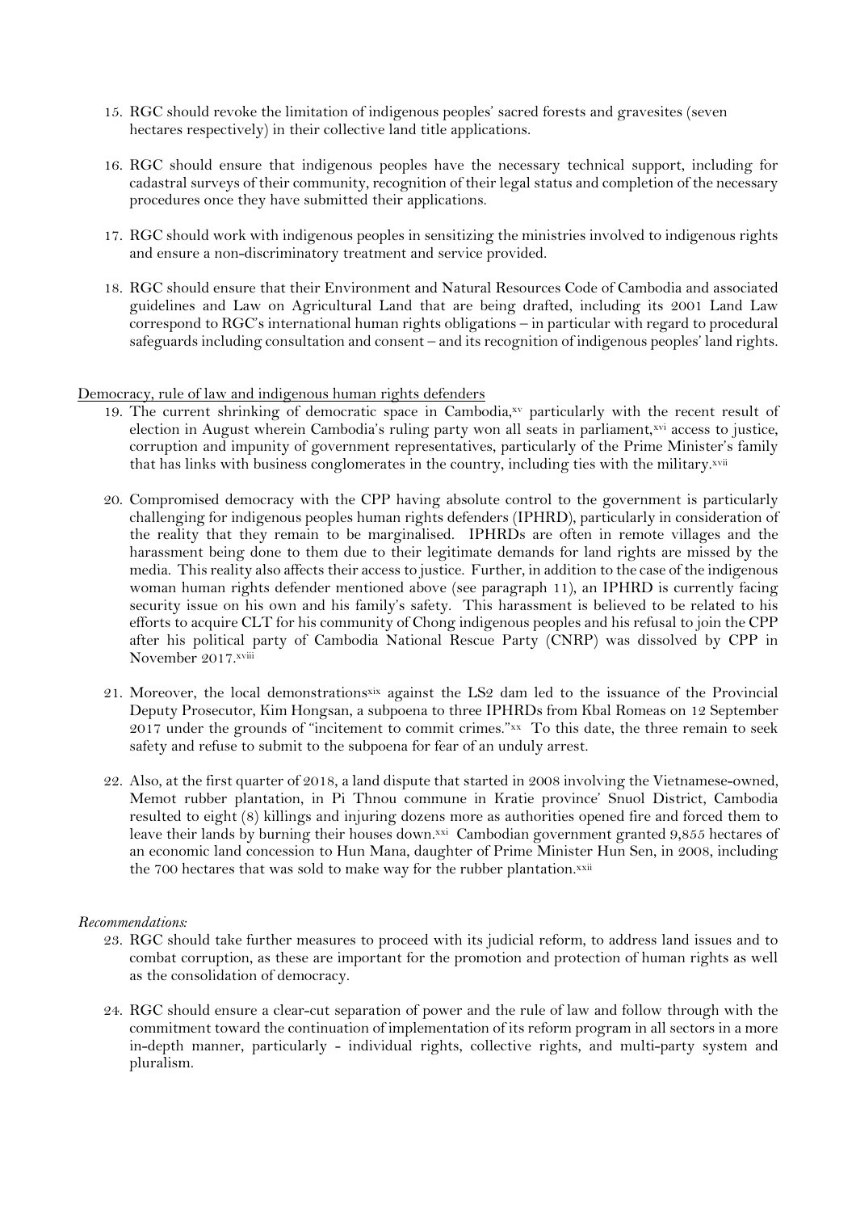15. RGC should revoke the limitation of indigenous peoples' sacred forests and gravesites (seven hectares respectively) in their collective land title applications.

16. RGC should ensure that indigenous peoples have the necessary technical support, including for cadastral surveys of their community, recognition of their legal status and completion of the necessary procedures once they have submitted their applications.

17. RGC should work with indigenous peoples in sensitizing the ministries involved to indigenous rights and ensure a non-discriminatory treatment and service provided.

18. RGC should ensure that their Environment and Natural Resources Code of Cambodia and associated guidelines and Law on Agricultural Land that are being drafted, including its 2001 Land Law correspond to RGC's international human rights obligations – in particular with regard to procedural safeguards including consultation and consent – and its recognition of indigenous peoples' land rights.

Democracy, rule of law and indigenous human rights defenders

19. The current shrinking of democratic space in Cambodia,[xv] particularly with the recent result of election in August wherein Cambodia's ruling party won all seats in parliament,[xvi] access to justice, corruption and impunity of government representatives, particularly of the Prime Minister's family that has links with business conglomerates in the country, including ties with the military.[xvii]

20. Compromised democracy with the CPP having absolute control to the government is particularly challenging for indigenous peoples human rights defenders (IPHRD), particularly in consideration of the reality that they remain to be marginalised. IPHRDs are often in remote villages and the harassment being done to them due to their legitimate demands for land rights are missed by the media. This reality also affects their access to justice. Further, in addition to the case of the indigenous woman human rights defender mentioned above (see paragraph 11), an IPHRD is currently facing security issue on his own and his family's safety. This harassment is believed to be related to his efforts to acquire CLT for his community of Chong indigenous peoples and his refusal to join the CPP after his political party of Cambodia National Rescue Party (CNRP) was dissolved by CPP in November 2017.[xviii]

21. Moreover, the local demonstrations[xix] against the LS2 dam led to the issuance of the Provincial Deputy Prosecutor, Kim Hongsan, a subpoena to three IPHRDs from Kbal Romeas on 12 September 2017 under the grounds of "incitement to commit crimes."[xx] To this date, the three remain to seek safety and refuse to submit to the subpoena for fear of an unduly arrest.

22. Also, at the first quarter of 2018, a land dispute that started in 2008 involving the Vietnamese-owned, Memot rubber plantation, in Pi Thnou commune in Kratie province' Snuol District, Cambodia resulted to eight (8) killings and injuring dozens more as authorities opened fire and forced them to leave their lands by burning their houses down.[xxi] Cambodian government granted 9,855 hectares of an economic land concession to Hun Mana, daughter of Prime Minister Hun Sen, in 2008, including the 700 hectares that was sold to make way for the rubber plantation.[xxii]

*Recommendations:*

23. RGC should take further measures to proceed with its judicial reform, to address land issues and to combat corruption, as these are important for the promotion and protection of human rights as well as the consolidation of democracy.

24. RGC should ensure a clear-cut separation of power and the rule of law and follow through with the commitment toward the continuation of implementation of its reform program in all sectors in a more in-depth manner, particularly - individual rights, collective rights, and multi-party system and pluralism.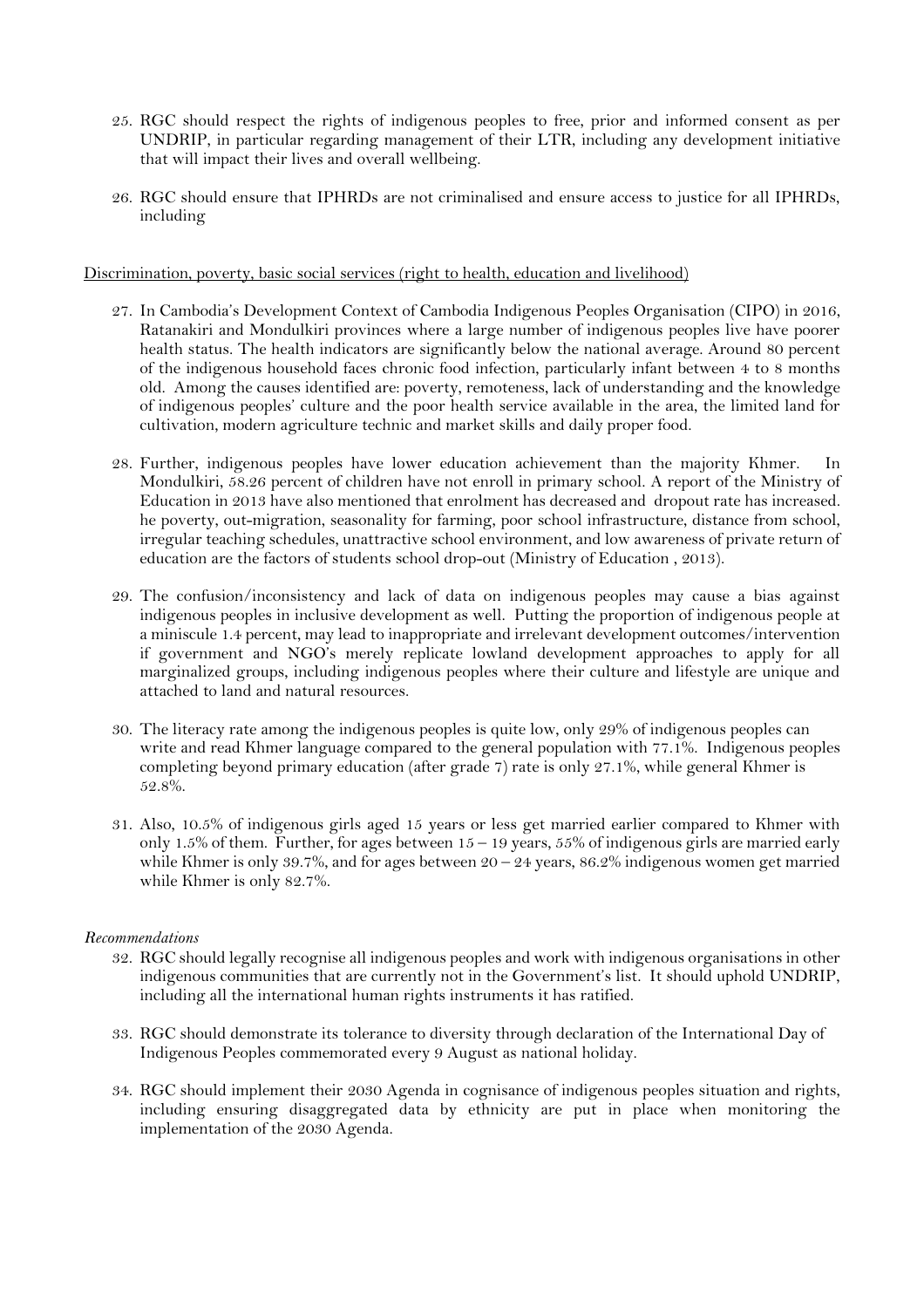25. RGC should respect the rights of indigenous peoples to free, prior and informed consent as per UNDRIP, in particular regarding management of their LTR, including any development initiative that will impact their lives and overall wellbeing.

26. RGC should ensure that IPHRDs are not criminalised and ensure access to justice for all IPHRDs, including

<u>Discrimination, poverty, basic social services (right to health, education and livelihood)</u>

27. In Cambodia's Development Context of Cambodia Indigenous Peoples Organisation (CIPO) in 2016, Ratanakiri and Mondulkiri provinces where a large number of indigenous peoples live have poorer health status. The health indicators are significantly below the national average. Around 80 percent of the indigenous household faces chronic food infection, particularly infant between 4 to 8 months old. Among the causes identified are: poverty, remoteness, lack of understanding and the knowledge of indigenous peoples' culture and the poor health service available in the area, the limited land for cultivation, modern agriculture technic and market skills and daily proper food.

28. Further, indigenous peoples have lower education achievement than the majority Khmer. In Mondulkiri, 58.26 percent of children have not enroll in primary school. A report of the Ministry of Education in 2013 have also mentioned that enrolment has decreased and dropout rate has increased. he poverty, out-migration, seasonality for farming, poor school infrastructure, distance from school, irregular teaching schedules, unattractive school environment, and low awareness of private return of education are the factors of students school drop-out (Ministry of Education , 2013).

29. The confusion/inconsistency and lack of data on indigenous peoples may cause a bias against indigenous peoples in inclusive development as well. Putting the proportion of indigenous people at a miniscule 1.4 percent, may lead to inappropriate and irrelevant development outcomes/intervention if government and NGO's merely replicate lowland development approaches to apply for all marginalized groups, including indigenous peoples where their culture and lifestyle are unique and attached to land and natural resources.

30. The literacy rate among the indigenous peoples is quite low, only 29% of indigenous peoples can write and read Khmer language compared to the general population with 77.1%. Indigenous peoples completing beyond primary education (after grade 7) rate is only 27.1%, while general Khmer is 52.8%.

31. Also, 10.5% of indigenous girls aged 15 years or less get married earlier compared to Khmer with only 1.5% of them. Further, for ages between 15 – 19 years, 55% of indigenous girls are married early while Khmer is only 39.7%, and for ages between 20 – 24 years, 86.2% indigenous women get married while Khmer is only 82.7%.

*Recommendations*

32. RGC should legally recognise all indigenous peoples and work with indigenous organisations in other indigenous communities that are currently not in the Government's list. It should uphold UNDRIP, including all the international human rights instruments it has ratified.

33. RGC should demonstrate its tolerance to diversity through declaration of the International Day of Indigenous Peoples commemorated every 9 August as national holiday.

34. RGC should implement their 2030 Agenda in cognisance of indigenous peoples situation and rights, including ensuring disaggregated data by ethnicity are put in place when monitoring the implementation of the 2030 Agenda.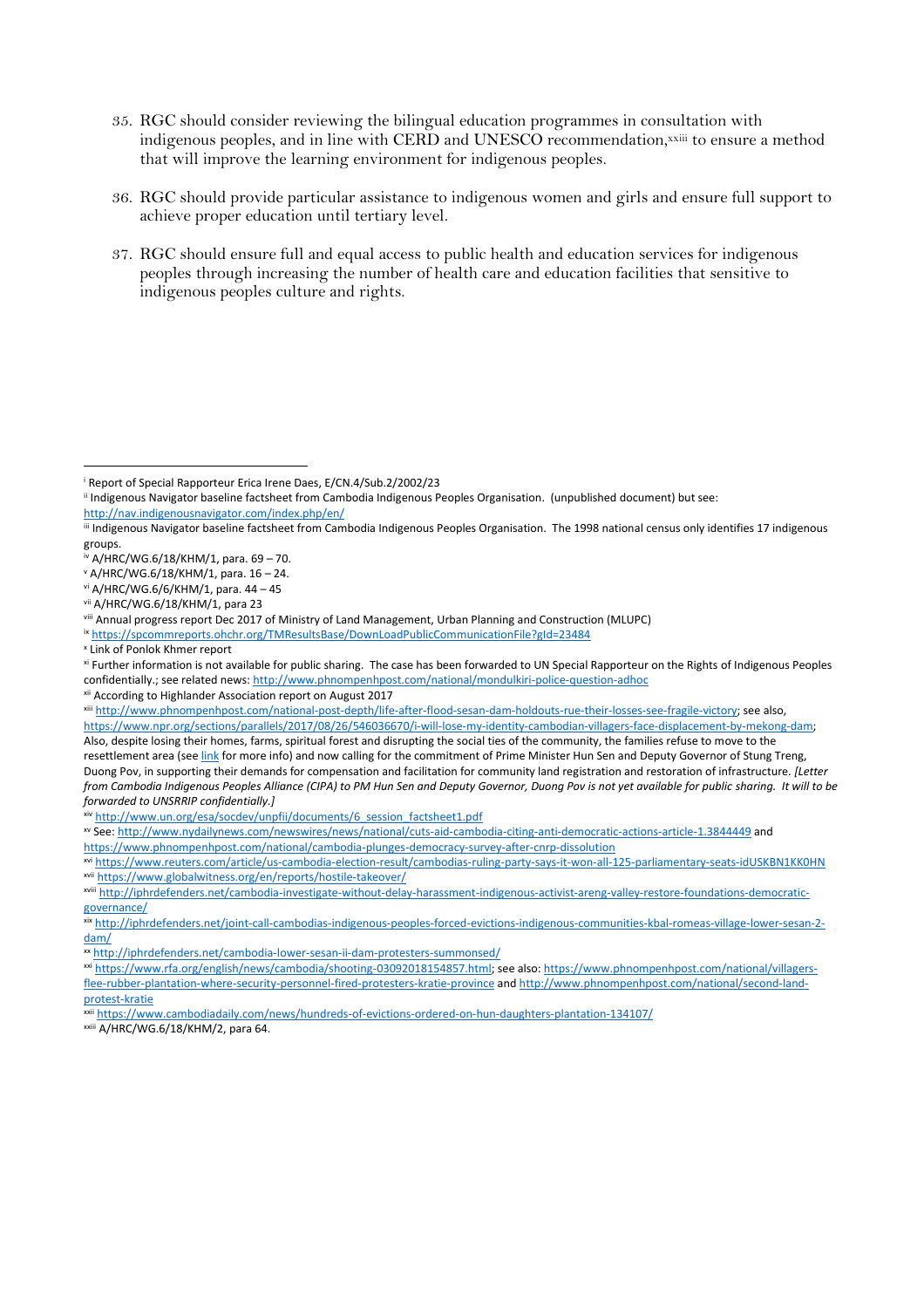35. RGC should consider reviewing the bilingual education programmes in consultation with indigenous peoples, and in line with CERD and UNESCO recommendation,[xxiii] to ensure a method that will improve the learning environment for indigenous peoples.

36. RGC should provide particular assistance to indigenous women and girls and ensure full support to achieve proper education until tertiary level.

37. RGC should ensure full and equal access to public health and education services for indigenous peoples through increasing the number of health care and education facilities that sensitive to indigenous peoples culture and rights.

---

[i] Report of Special Rapporteur Erica Irene Daes, E/CN.4/Sub.2/2002/23

[ii] Indigenous Navigator baseline factsheet from Cambodia Indigenous Peoples Organisation. (unpublished document) but see: http://nav.indigenousnavigator.com/index.php/en/

[iii] Indigenous Navigator baseline factsheet from Cambodia Indigenous Peoples Organisation. The 1998 national census only identifies 17 indigenous groups.

[iv] A/HRC/WG.6/18/KHM/1, para. 69 – 70.

[v] A/HRC/WG.6/18/KHM/1, para. 16 – 24.

[vi] A/HRC/WG.6/6/KHM/1, para. 44 – 45

[vii] A/HRC/WG.6/18/KHM/1, para 23

[viii] Annual progress report Dec 2017 of Ministry of Land Management, Urban Planning and Construction (MLUPC)

[ix] https://spcommreports.ohchr.org/TMResultsBase/DownLoadPublicCommunicationFile?gId=23484

[x] Link of Ponlok Khmer report

[xi] Further information is not available for public sharing. The case has been forwarded to UN Special Rapporteur on the Rights of Indigenous Peoples confidentially.; see related news: http://www.phnompenhpost.com/national/mondulkiri-police-question-adhoc

[xii] According to Highlander Association report on August 2017

[xiii] http://www.phnompenhpost.com/national-post-depth/life-after-flood-sesan-dam-holdouts-rue-their-losses-see-fragile-victory; see also, https://www.npr.org/sections/parallels/2017/08/26/546036670/i-will-lose-my-identity-cambodian-villagers-face-displacement-by-mekong-dam; Also, despite losing their homes, farms, spiritual forest and disrupting the social ties of the community, the families refuse to move to the resettlement area (see link for more info) and now calling for the commitment of Prime Minister Hun Sen and Deputy Governor of Stung Treng, Duong Pov, in supporting their demands for compensation and facilitation for community land registration and restoration of infrastructure. *[Letter from Cambodia Indigenous Peoples Alliance (CIPA) to PM Hun Sen and Deputy Governor, Duong Pov is not yet available for public sharing. It will to be forwarded to UNSRRIP confidentially.]*

[xiv] http://www.un.org/esa/socdev/unpfii/documents/6_session_factsheet1.pdf

[xv] See: http://www.nydailynews.com/newswires/news/national/cuts-aid-cambodia-citing-anti-democratic-actions-article-1.3844449 and https://www.phnompenhpost.com/national/cambodia-plunges-democracy-survey-after-cnrp-dissolution

[xvi] https://www.reuters.com/article/us-cambodia-election-result/cambodias-ruling-party-says-it-won-all-125-parliamentary-seats-idUSKBN1KK0HN

[xvii] https://www.globalwitness.org/en/reports/hostile-takeover/

[xviii] http://iphrdefenders.net/cambodia-investigate-without-delay-harassment-indigenous-activist-areng-valley-restore-foundations-democratic-governance/

[xix] http://iphrdefenders.net/joint-call-cambodias-indigenous-peoples-forced-evictions-indigenous-communities-kbal-romeas-village-lower-sesan-2-dam/

[xx] http://iphrdefenders.net/cambodia-lower-sesan-ii-dam-protesters-summonsed/

[xxi] https://www.rfa.org/english/news/cambodia/shooting-03092018154857.html; see also: https://www.phnompenhpost.com/national/villagers-flee-rubber-plantation-where-security-personnel-fired-protesters-kratie-province and http://www.phnompenhpost.com/national/second-land-protest-kratie

[xxii] https://www.cambodiadaily.com/news/hundreds-of-evictions-ordered-on-hun-daughters-plantation-134107/

[xxiii] A/HRC/WG.6/18/KHM/2, para 64.